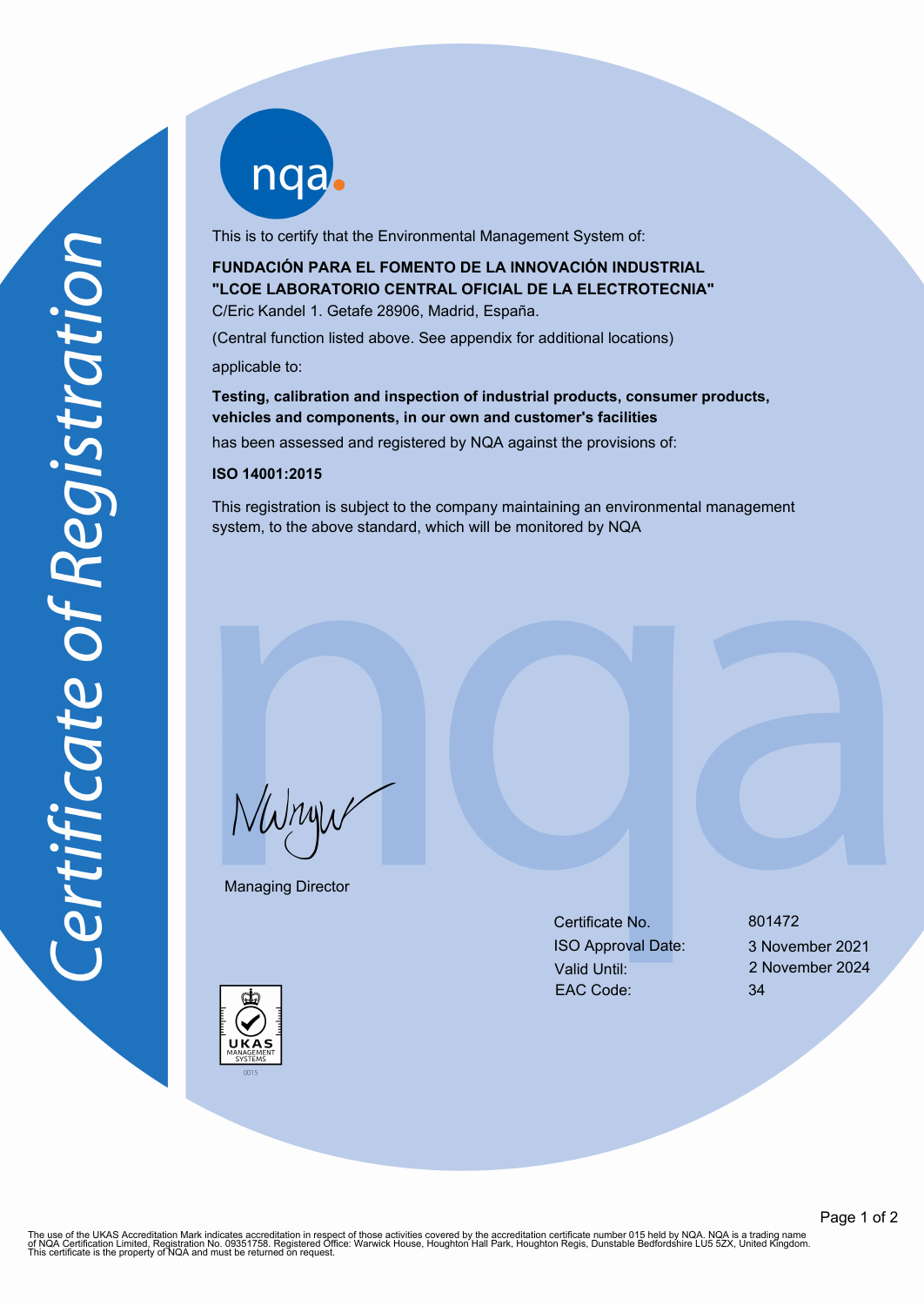# Certificate of Registration

nqa.

This is to certify that the Environmental Management System of:

**FUNDACIÓN PARA EL FOMENTO DE LA INNOVACIÓN INDUSTRIAL "LCOE LABORATORIO CENTRAL OFICIAL DE LA ELECTROTECNIA"**

C/Eric Kandel 1. Getafe 28906, Madrid, España.

(Central function listed above. See appendix for additional locations)

applicable to:

**Testing, calibration and inspection of industrial products, consumer products, vehicles and components, in our own and customer's facilities**

has been assessed and registered by NQA against the provisions of:

**ISO 14001:2015**

This registration is subject to the company maintaining an environmental management system, to the above standard, which will be monitored by NQA

Managing Director

| | |
|---|---|
| Certificate No. | 801472 |
| ISO Approval Date: | 3 November 2021 |
| Valid Until: | 2 November 2024 |
| EAC Code: | 34 |

UKAS MANAGEMENT SYSTEMS 0015

The use of the UKAS Accreditation Mark indicates accreditation in respect of those activities covered by the accreditation certificate number 015 held by NQA. NQA is a trading name of NQA Certification Limited, Registration No. 09351758. Registered Office: Warwick House, Houghton Hall Park, Houghton Regis, Dunstable Bedfordshire LU5 5ZX, United Kingdom. This certificate is the property of NQA and must be returned on request.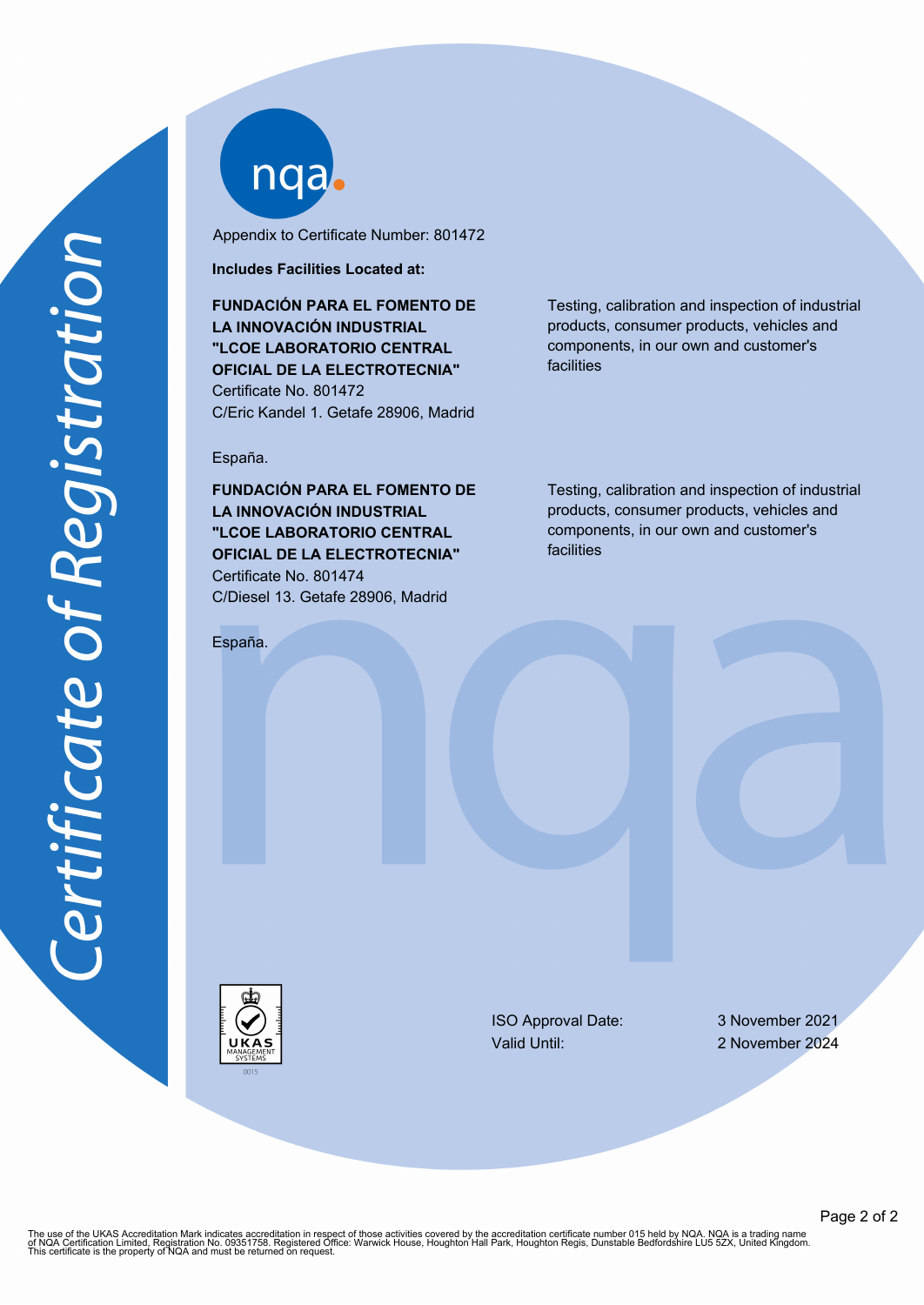Certificate of Registration

nqa

Appendix to Certificate Number: 801472

**Includes Facilities Located at:**

**FUNDACIÓN PARA EL FOMENTO DE LA INNOVACIÓN INDUSTRIAL "LCOE LABORATORIO CENTRAL OFICIAL DE LA ELECTROTECNIA"**
Certificate No. 801472
C/Eric Kandel 1. Getafe 28906, Madrid

España.

Testing, calibration and inspection of industrial products, consumer products, vehicles and components, in our own and customer's facilities

**FUNDACIÓN PARA EL FOMENTO DE LA INNOVACIÓN INDUSTRIAL "LCOE LABORATORIO CENTRAL OFICIAL DE LA ELECTROTECNIA"**
Certificate No. 801474
C/Diesel 13. Getafe 28906, Madrid

España.

Testing, calibration and inspection of industrial products, consumer products, vehicles and components, in our own and customer's facilities

UKAS MANAGEMENT SYSTEMS 0015

ISO Approval Date: 3 November 2021
Valid Until: 2 November 2024

The use of the UKAS Accreditation Mark indicates accreditation in respect of those activities covered by the accreditation certificate number 015 held by NQA. NQA is a trading name of NQA Certification Limited, Registration No. 09351758. Registered Office: Warwick House, Houghton Hall Park, Houghton Regis, Dunstable Bedfordshire LU5 5ZX, United Kingdom. This certificate is the property of NQA and must be returned on request.